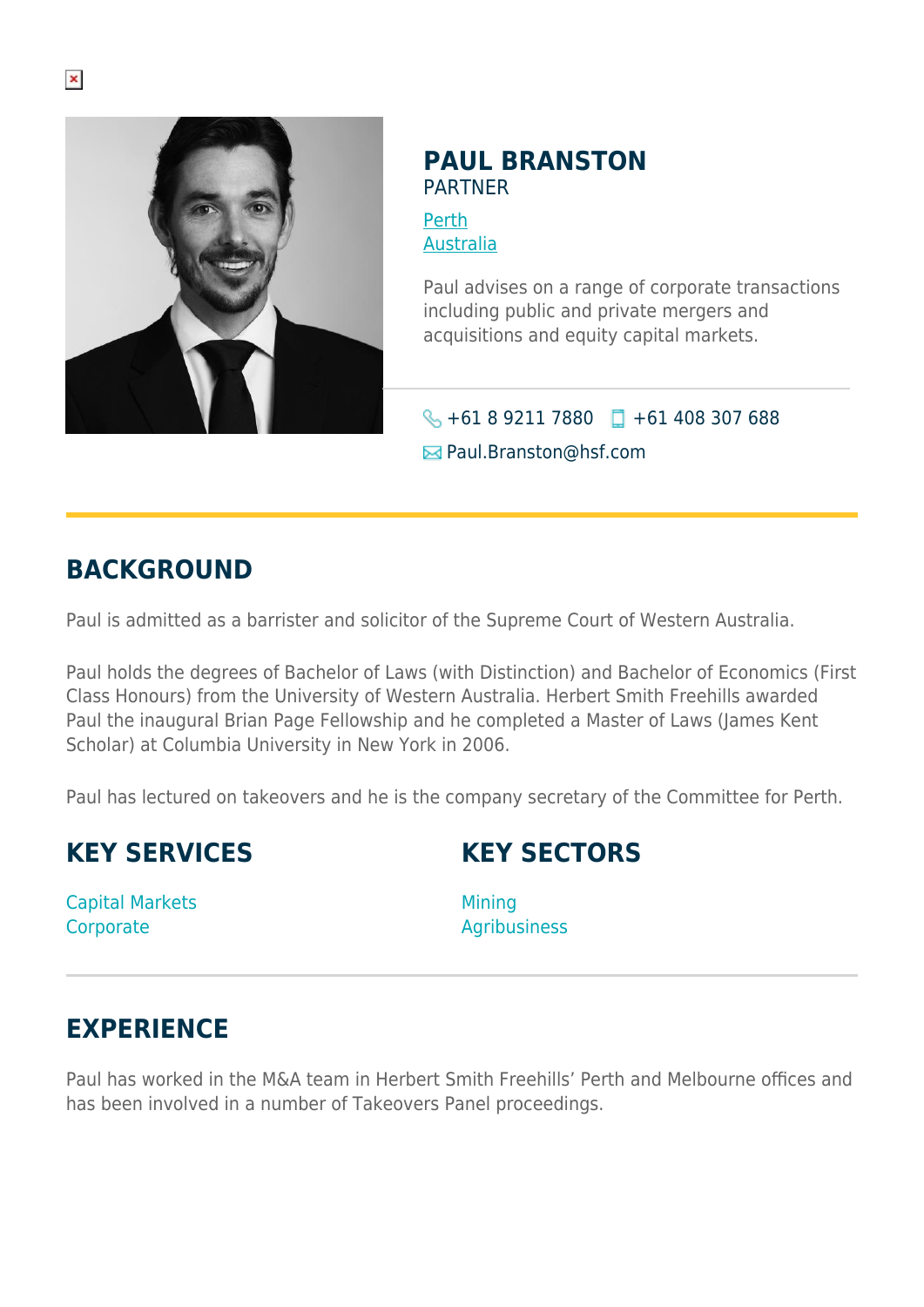# PAUL BRANSTON

PARTNER

Perth
Australia

Paul advises on a range of corporate transactions including public and private mergers and acquisitions and equity capital markets.

+61 8 9211 7880 +61 408 307 688

Paul.Branston@hsf.com

## BACKGROUND

Paul is admitted as a barrister and solicitor of the Supreme Court of Western Australia.

Paul holds the degrees of Bachelor of Laws (with Distinction) and Bachelor of Economics (First Class Honours) from the University of Western Australia. Herbert Smith Freehills awarded Paul the inaugural Brian Page Fellowship and he completed a Master of Laws (James Kent Scholar) at Columbia University in New York in 2006.

Paul has lectured on takeovers and he is the company secretary of the Committee for Perth.

## KEY SERVICES

Capital Markets
Corporate

## KEY SECTORS

Mining
Agribusiness

## EXPERIENCE

Paul has worked in the M&A team in Herbert Smith Freehills' Perth and Melbourne offices and has been involved in a number of Takeovers Panel proceedings.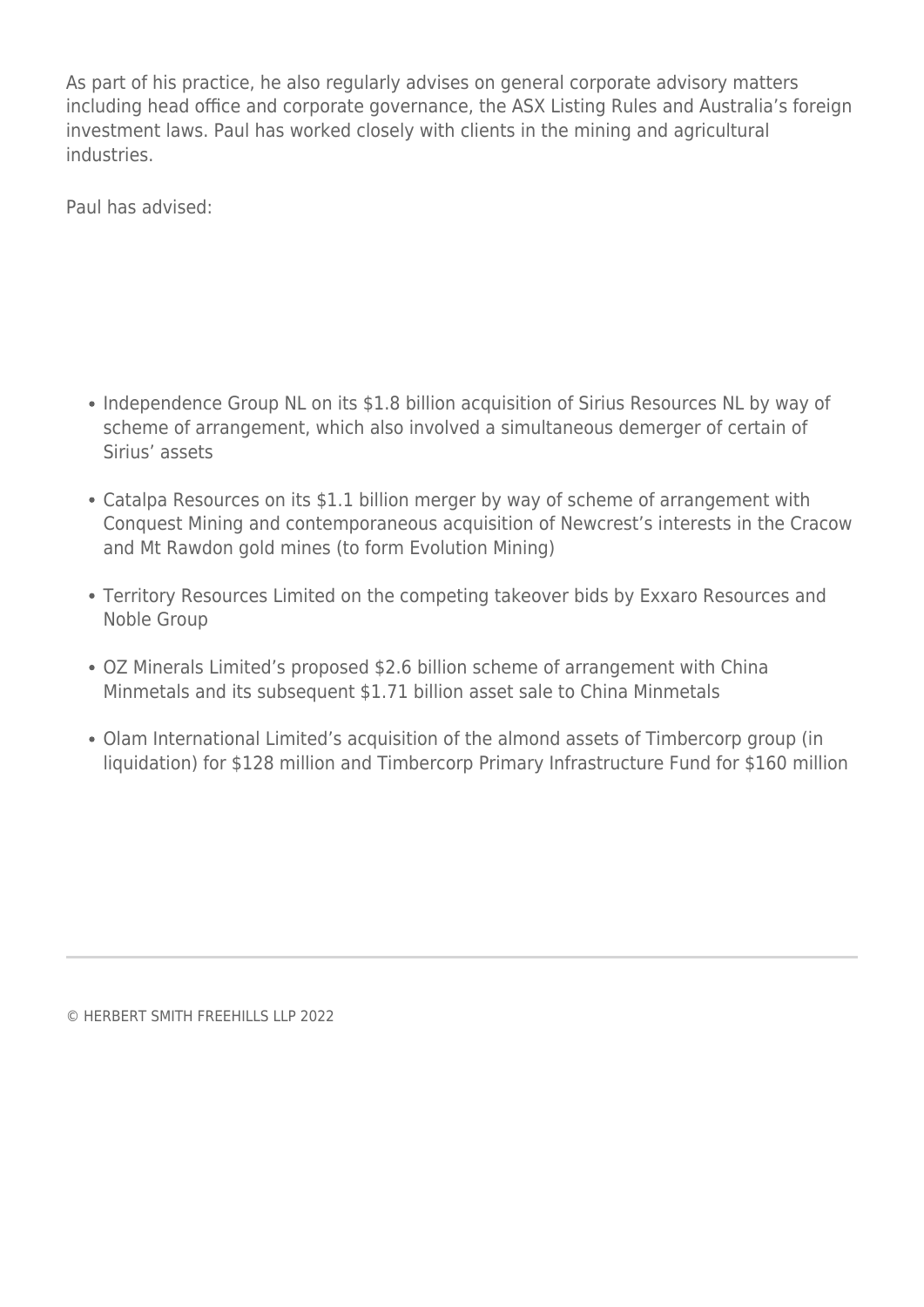As part of his practice, he also regularly advises on general corporate advisory matters including head office and corporate governance, the ASX Listing Rules and Australia's foreign investment laws. Paul has worked closely with clients in the mining and agricultural industries.

Paul has advised:

- Independence Group NL on its $1.8 billion acquisition of Sirius Resources NL by way of scheme of arrangement, which also involved a simultaneous demerger of certain of Sirius' assets
- Catalpa Resources on its $1.1 billion merger by way of scheme of arrangement with Conquest Mining and contemporaneous acquisition of Newcrest's interests in the Cracow and Mt Rawdon gold mines (to form Evolution Mining)
- Territory Resources Limited on the competing takeover bids by Exxaro Resources and Noble Group
- OZ Minerals Limited's proposed $2.6 billion scheme of arrangement with China Minmetals and its subsequent $1.71 billion asset sale to China Minmetals
- Olam International Limited's acquisition of the almond assets of Timbercorp group (in liquidation) for $128 million and Timbercorp Primary Infrastructure Fund for $160 million

© HERBERT SMITH FREEHILLS LLP 2022